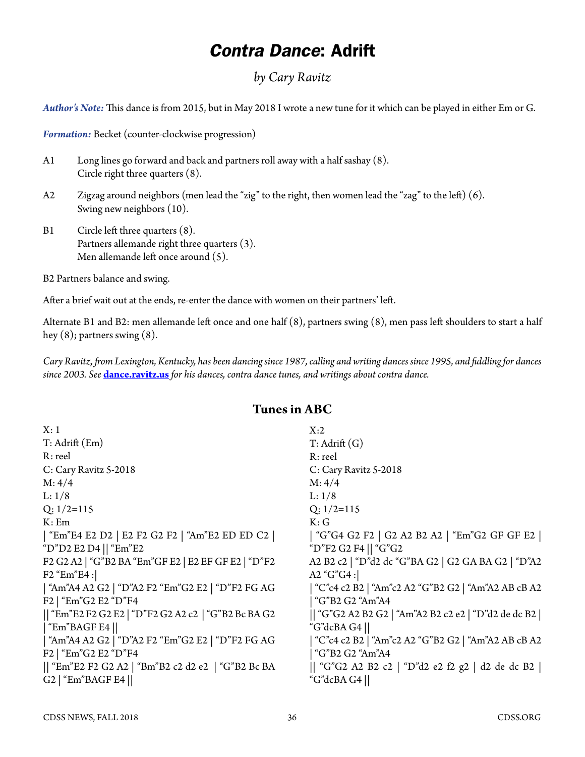# *Contra Dance*: Adrift

*by Cary Ravitz*

***Author's Note:*** This dance is from 2015, but in May 2018 I wrote a new tune for it which can be played in either Em or G.

***Formation:*** Becket (counter-clockwise progression)

A1 Long lines go forward and back and partners roll away with a half sashay (8).
Circle right three quarters (8).

A2 Zigzag around neighbors (men lead the "zig" to the right, then women lead the "zag" to the left) (6).
Swing new neighbors (10).

B1 Circle left three quarters (8).
Partners allemande right three quarters (3).
Men allemande left once around (5).

B2 Partners balance and swing.

After a brief wait out at the ends, re-enter the dance with women on their partners' left.

Alternate B1 and B2: men allemande left once and one half (8), partners swing (8), men pass left shoulders to start a half hey (8); partners swing (8).

*Cary Ravitz, from Lexington, Kentucky, has been dancing since 1987, calling and writing dances since 1995, and fiddling for dances since 2003. See* **dance.ravitz.us** *for his dances, contra dance tunes, and writings about contra dance.*

## Tunes in ABC

```
X: 1
T: Adrift (Em)
R: reel
C: Cary Ravitz 5-2018
M: 4/4
L: 1/8
Q: 1/2=115
K: Em
| "Em"E4 E2 D2 | E2 F2 G2 F2 | "Am"E2 ED ED C2 |
"D"D2 E2 D4 || "Em"E2
F2 G2 A2 | "G"B2 BA "Em"GF E2 | E2 EF GF E2 | "D"F2
F2 "Em"E4 :|
| "Am"A4 A2 G2 | "D"A2 F2 "Em"G2 E2 | "D"F2 FG AG
F2 | "Em"G2 E2 "D"F4
|| "Em"E2 F2 G2 E2 | "D"F2 G2 A2 c2 | "G"B2 Bc BA G2
| "Em"BAGF E4 ||
| "Am"A4 A2 G2 | "D"A2 F2 "Em"G2 E2 | "D"F2 FG AG
F2 | "Em"G2 E2 "D"F4
|| "Em"E2 F2 G2 A2 | "Bm"B2 c2 d2 e2 | "G"B2 Bc BA
G2 | "Em"BAGF E4 ||
```

```
X:2
T: Adrift (G)
R: reel
C: Cary Ravitz 5-2018
M: 4/4
L: 1/8
Q: 1/2=115
K: G
| "G"G4 G2 F2 | G2 A2 B2 A2 | "Em"G2 GF GF E2 |
"D"F2 G2 F4 || "G"G2
A2 B2 c2 | "D"d2 dc "G"BA G2 | G2 GA BA G2 | "D"A2
A2 "G"G4 :|
| "C"c4 c2 B2 | "Am"c2 A2 "G"B2 G2 | "Am"A2 AB cB A2
| "G"B2 G2 "Am"A4
|| "G"G2 A2 B2 G2 | "Am"A2 B2 c2 e2 | "D"d2 de dc B2 |
"G"dcBA G4 ||
| "C"c4 c2 B2 | "Am"c2 A2 "G"B2 G2 | "Am"A2 AB cB A2
| "G"B2 G2 "Am"A4
|| "G"G2 A2 B2 c2 | "D"d2 e2 f2 g2 | d2 de dc B2 |
"G"dcBA G4 ||
```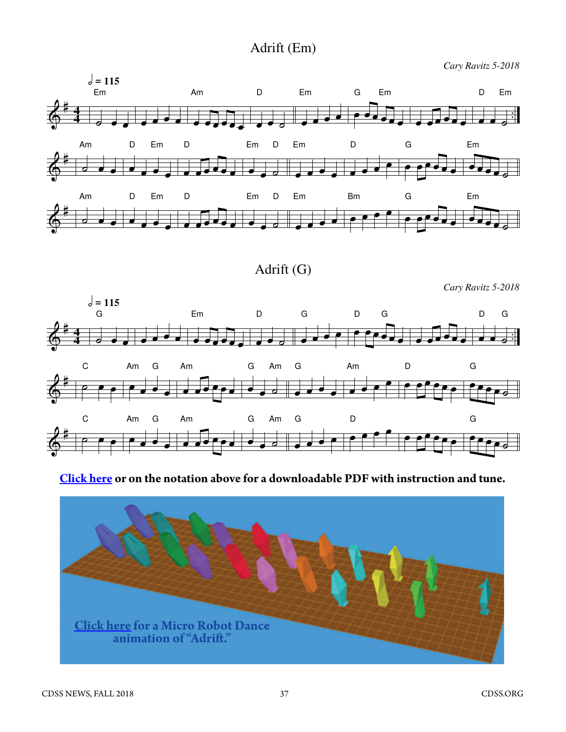# Adrift (Em)

*Cary Ravitz 5-2018*

# Adrift (G)

*Cary Ravitz 5-2018*

**Click here or on the notation above for a downloadable PDF with instruction and tune.**

**Click here for a Micro Robot Dance animation of "Adrift."**